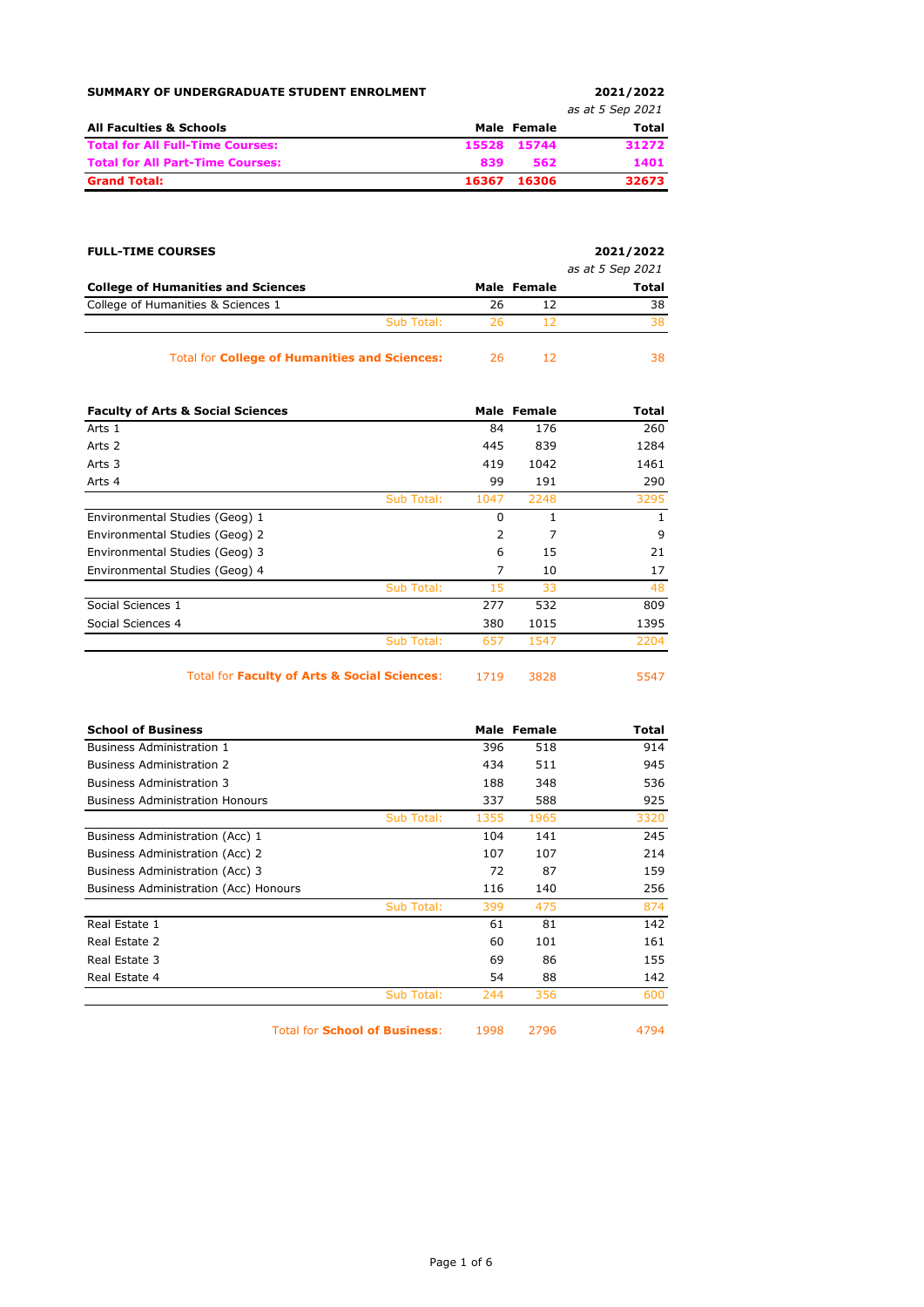**SUMMARY OF UNDERGRADUATE STUDENT ENROLMENT** — **2021/2022**

*as at 5 Sep 2021*

| All Faculties & Schools | Male | Female | Total |
|---|---|---|---|
| **Total for All Full-Time Courses:** | **15528** | **15744** | **31272** |
| **Total for All Part-Time Courses:** | **839** | **562** | **1401** |
| **Grand Total:** | **16367** | **16306** | **32673** |

**FULL-TIME COURSES** — **2021/2022**

*as at 5 Sep 2021*

| College of Humanities and Sciences | Male | Female | Total |
|---|---|---|---|
| College of Humanities & Sciences 1 | 26 | 12 | 38 |
| Sub Total: | 26 | 12 | 38 |
| Total for **College of Humanities and Sciences:** | 26 | 12 | 38 |

| Faculty of Arts & Social Sciences | Male | Female | Total |
|---|---|---|---|
| Arts 1 | 84 | 176 | 260 |
| Arts 2 | 445 | 839 | 1284 |
| Arts 3 | 419 | 1042 | 1461 |
| Arts 4 | 99 | 191 | 290 |
| Sub Total: | 1047 | 2248 | 3295 |
| Environmental Studies (Geog) 1 | 0 | 1 | 1 |
| Environmental Studies (Geog) 2 | 2 | 7 | 9 |
| Environmental Studies (Geog) 3 | 6 | 15 | 21 |
| Environmental Studies (Geog) 4 | 7 | 10 | 17 |
| Sub Total: | 15 | 33 | 48 |
| Social Sciences 1 | 277 | 532 | 809 |
| Social Sciences 4 | 380 | 1015 | 1395 |
| Sub Total: | 657 | 1547 | 2204 |
| Total for **Faculty of Arts & Social Sciences**: | 1719 | 3828 | 5547 |

| School of Business | Male | Female | Total |
|---|---|---|---|
| Business Administration 1 | 396 | 518 | 914 |
| Business Administration 2 | 434 | 511 | 945 |
| Business Administration 3 | 188 | 348 | 536 |
| Business Administration Honours | 337 | 588 | 925 |
| Sub Total: | 1355 | 1965 | 3320 |
| Business Administration (Acc) 1 | 104 | 141 | 245 |
| Business Administration (Acc) 2 | 107 | 107 | 214 |
| Business Administration (Acc) 3 | 72 | 87 | 159 |
| Business Administration (Acc) Honours | 116 | 140 | 256 |
| Sub Total: | 399 | 475 | 874 |
| Real Estate 1 | 61 | 81 | 142 |
| Real Estate 2 | 60 | 101 | 161 |
| Real Estate 3 | 69 | 86 | 155 |
| Real Estate 4 | 54 | 88 | 142 |
| Sub Total: | 244 | 356 | 600 |
| Total for **School of Business**: | 1998 | 2796 | 4794 |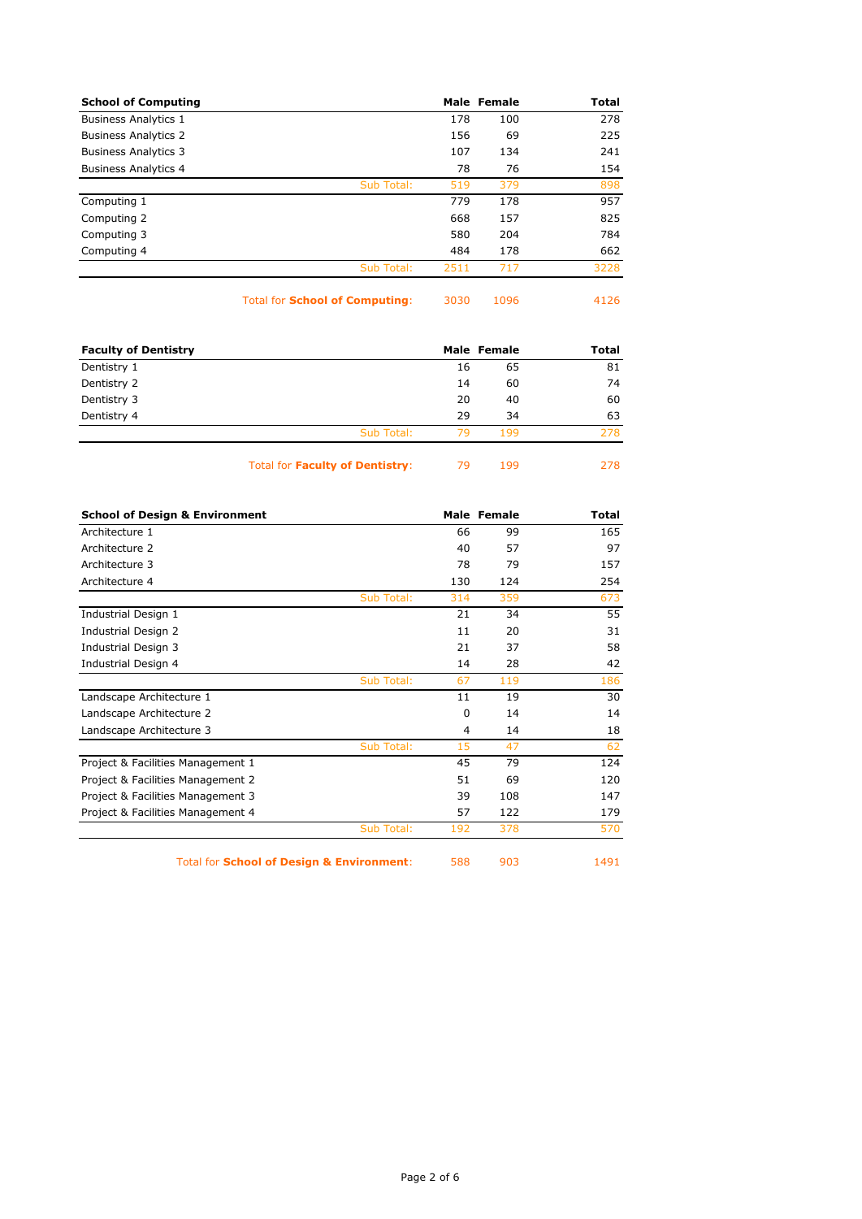| School of Computing | | Male | Female | Total |
|---|---|---|---|---|
| Business Analytics 1 | | 178 | 100 | 278 |
| Business Analytics 2 | | 156 | 69 | 225 |
| Business Analytics 3 | | 107 | 134 | 241 |
| Business Analytics 4 | | 78 | 76 | 154 |
| | Sub Total: | 519 | 379 | 898 |
| Computing 1 | | 779 | 178 | 957 |
| Computing 2 | | 668 | 157 | 825 |
| Computing 3 | | 580 | 204 | 784 |
| Computing 4 | | 484 | 178 | 662 |
| | Sub Total: | 2511 | 717 | 3228 |
| | Total for **School of Computing**: | 3030 | 1096 | 4126 |

| Faculty of Dentistry | | Male | Female | Total |
|---|---|---|---|---|
| Dentistry 1 | | 16 | 65 | 81 |
| Dentistry 2 | | 14 | 60 | 74 |
| Dentistry 3 | | 20 | 40 | 60 |
| Dentistry 4 | | 29 | 34 | 63 |
| | Sub Total: | 79 | 199 | 278 |
| | Total for **Faculty of Dentistry**: | 79 | 199 | 278 |

| School of Design & Environment | | Male | Female | Total |
|---|---|---|---|---|
| Architecture 1 | | 66 | 99 | 165 |
| Architecture 2 | | 40 | 57 | 97 |
| Architecture 3 | | 78 | 79 | 157 |
| Architecture 4 | | 130 | 124 | 254 |
| | Sub Total: | 314 | 359 | 673 |
| Industrial Design 1 | | 21 | 34 | 55 |
| Industrial Design 2 | | 11 | 20 | 31 |
| Industrial Design 3 | | 21 | 37 | 58 |
| Industrial Design 4 | | 14 | 28 | 42 |
| | Sub Total: | 67 | 119 | 186 |
| Landscape Architecture 1 | | 11 | 19 | 30 |
| Landscape Architecture 2 | | 0 | 14 | 14 |
| Landscape Architecture 3 | | 4 | 14 | 18 |
| | Sub Total: | 15 | 47 | 62 |
| Project & Facilities Management 1 | | 45 | 79 | 124 |
| Project & Facilities Management 2 | | 51 | 69 | 120 |
| Project & Facilities Management 3 | | 39 | 108 | 147 |
| Project & Facilities Management 4 | | 57 | 122 | 179 |
| | Sub Total: | 192 | 378 | 570 |
| | Total for **School of Design & Environment**: | 588 | 903 | 1491 |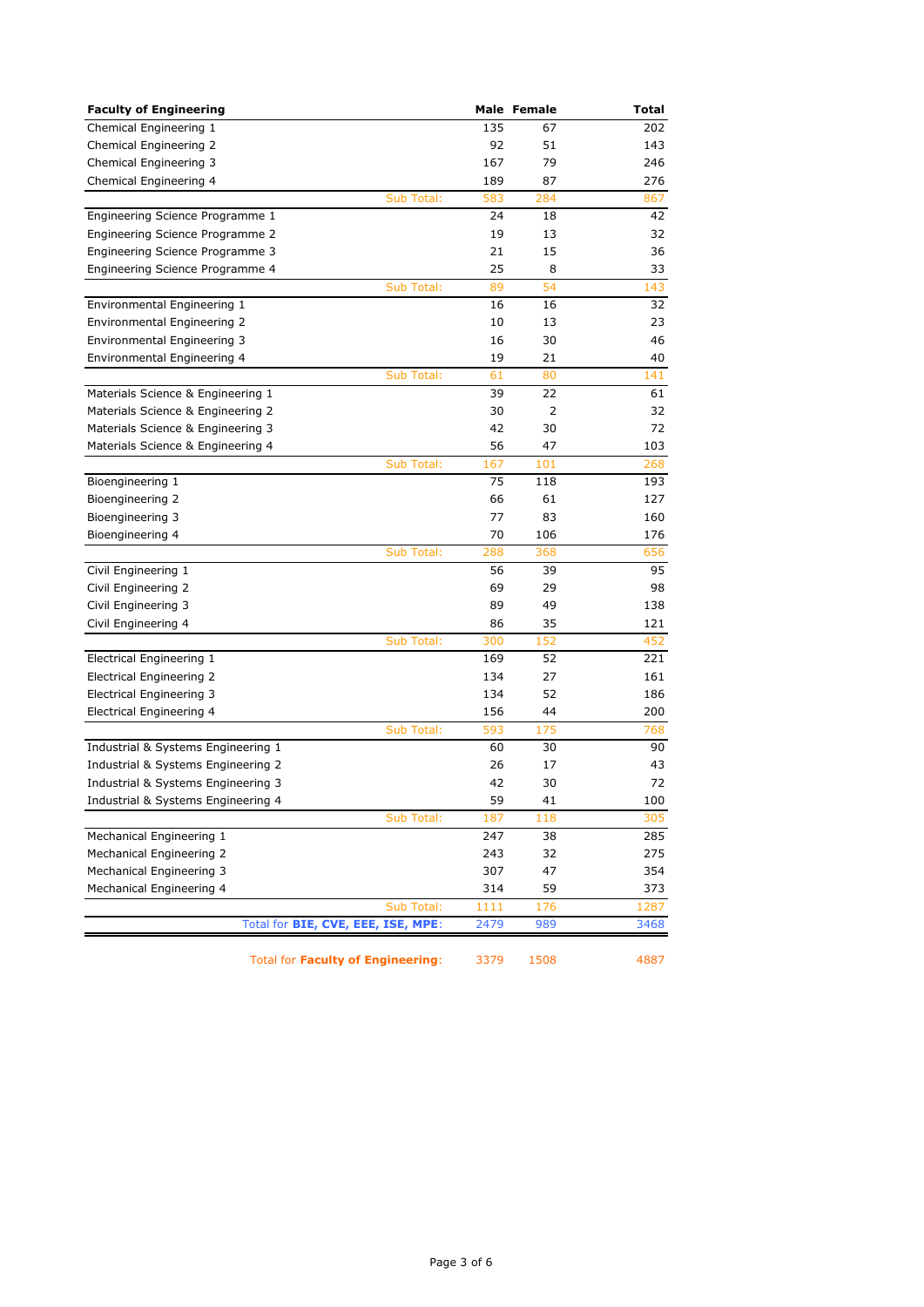| Faculty of Engineering | Male | Female | Total |
|---|---|---|---|
| Chemical Engineering 1 | 135 | 67 | 202 |
| Chemical Engineering 2 | 92 | 51 | 143 |
| Chemical Engineering 3 | 167 | 79 | 246 |
| Chemical Engineering 4 | 189 | 87 | 276 |
| Sub Total: | 583 | 284 | 867 |
| Engineering Science Programme 1 | 24 | 18 | 42 |
| Engineering Science Programme 2 | 19 | 13 | 32 |
| Engineering Science Programme 3 | 21 | 15 | 36 |
| Engineering Science Programme 4 | 25 | 8 | 33 |
| Sub Total: | 89 | 54 | 143 |
| Environmental Engineering 1 | 16 | 16 | 32 |
| Environmental Engineering 2 | 10 | 13 | 23 |
| Environmental Engineering 3 | 16 | 30 | 46 |
| Environmental Engineering 4 | 19 | 21 | 40 |
| Sub Total: | 61 | 80 | 141 |
| Materials Science & Engineering 1 | 39 | 22 | 61 |
| Materials Science & Engineering 2 | 30 | 2 | 32 |
| Materials Science & Engineering 3 | 42 | 30 | 72 |
| Materials Science & Engineering 4 | 56 | 47 | 103 |
| Sub Total: | 167 | 101 | 268 |
| Bioengineering 1 | 75 | 118 | 193 |
| Bioengineering 2 | 66 | 61 | 127 |
| Bioengineering 3 | 77 | 83 | 160 |
| Bioengineering 4 | 70 | 106 | 176 |
| Sub Total: | 288 | 368 | 656 |
| Civil Engineering 1 | 56 | 39 | 95 |
| Civil Engineering 2 | 69 | 29 | 98 |
| Civil Engineering 3 | 89 | 49 | 138 |
| Civil Engineering 4 | 86 | 35 | 121 |
| Sub Total: | 300 | 152 | 452 |
| Electrical Engineering 1 | 169 | 52 | 221 |
| Electrical Engineering 2 | 134 | 27 | 161 |
| Electrical Engineering 3 | 134 | 52 | 186 |
| Electrical Engineering 4 | 156 | 44 | 200 |
| Sub Total: | 593 | 175 | 768 |
| Industrial & Systems Engineering 1 | 60 | 30 | 90 |
| Industrial & Systems Engineering 2 | 26 | 17 | 43 |
| Industrial & Systems Engineering 3 | 42 | 30 | 72 |
| Industrial & Systems Engineering 4 | 59 | 41 | 100 |
| Sub Total: | 187 | 118 | 305 |
| Mechanical Engineering 1 | 247 | 38 | 285 |
| Mechanical Engineering 2 | 243 | 32 | 275 |
| Mechanical Engineering 3 | 307 | 47 | 354 |
| Mechanical Engineering 4 | 314 | 59 | 373 |
| Sub Total: | 1111 | 176 | 1287 |
| Total for **BIE, CVE, EEE, ISE, MPE**: | 2479 | 989 | 3468 |
| Total for **Faculty of Engineering**: | 3379 | 1508 | 4887 |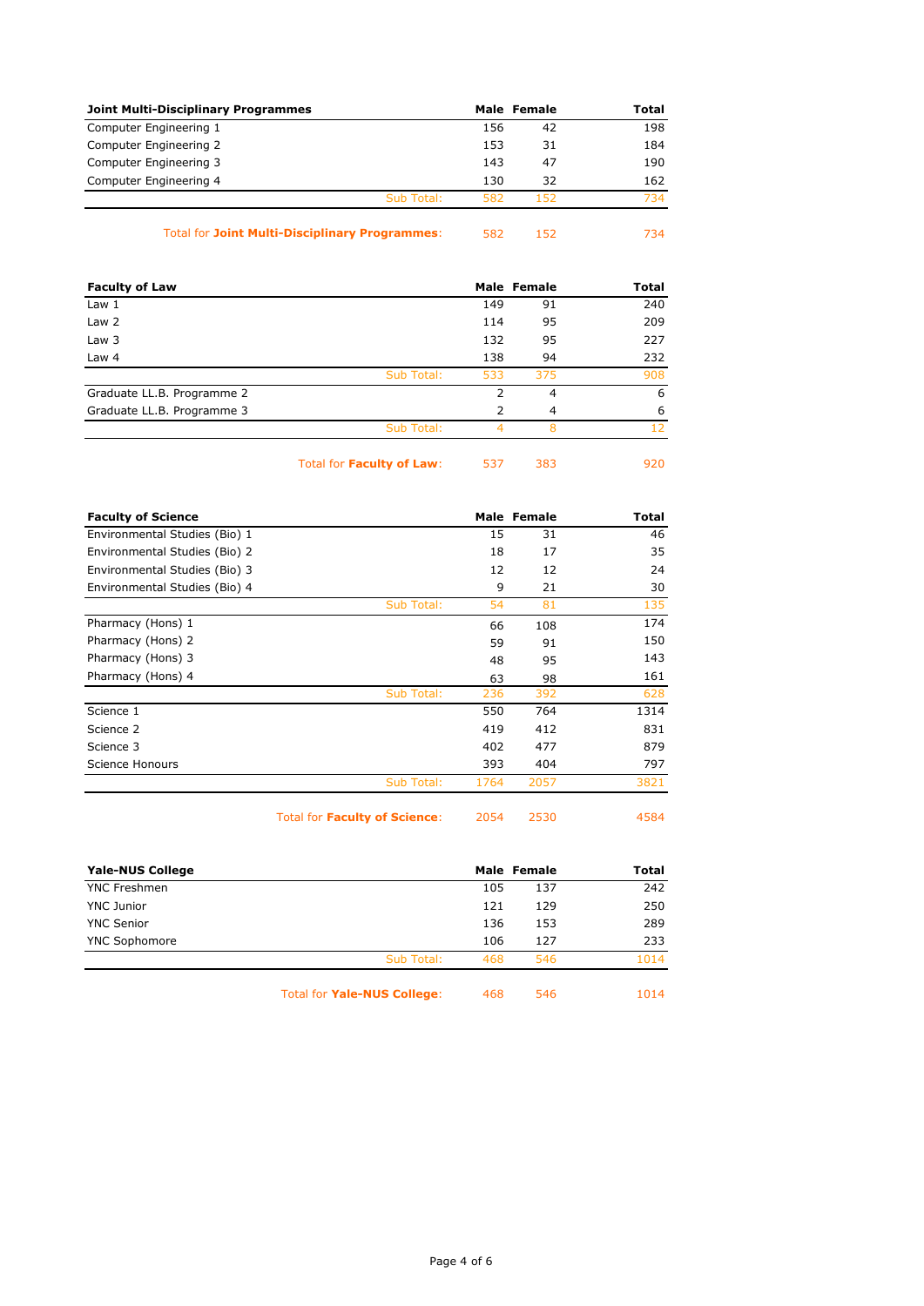| Joint Multi-Disciplinary Programmes | Male | Female | Total |
|---|---|---|---|
| Computer Engineering 1 | 156 | 42 | 198 |
| Computer Engineering 2 | 153 | 31 | 184 |
| Computer Engineering 3 | 143 | 47 | 190 |
| Computer Engineering 4 | 130 | 32 | 162 |
| Sub Total: | 582 | 152 | 734 |
| Total for **Joint Multi-Disciplinary Programmes**: | 582 | 152 | 734 |

| Faculty of Law | Male | Female | Total |
|---|---|---|---|
| Law 1 | 149 | 91 | 240 |
| Law 2 | 114 | 95 | 209 |
| Law 3 | 132 | 95 | 227 |
| Law 4 | 138 | 94 | 232 |
| Sub Total: | 533 | 375 | 908 |
| Graduate LL.B. Programme 2 | 2 | 4 | 6 |
| Graduate LL.B. Programme 3 | 2 | 4 | 6 |
| Sub Total: | 4 | 8 | 12 |
| Total for **Faculty of Law**: | 537 | 383 | 920 |

| Faculty of Science | Male | Female | Total |
|---|---|---|---|
| Environmental Studies (Bio) 1 | 15 | 31 | 46 |
| Environmental Studies (Bio) 2 | 18 | 17 | 35 |
| Environmental Studies (Bio) 3 | 12 | 12 | 24 |
| Environmental Studies (Bio) 4 | 9 | 21 | 30 |
| Sub Total: | 54 | 81 | 135 |
| Pharmacy (Hons) 1 | 66 | 108 | 174 |
| Pharmacy (Hons) 2 | 59 | 91 | 150 |
| Pharmacy (Hons) 3 | 48 | 95 | 143 |
| Pharmacy (Hons) 4 | 63 | 98 | 161 |
| Sub Total: | 236 | 392 | 628 |
| Science 1 | 550 | 764 | 1314 |
| Science 2 | 419 | 412 | 831 |
| Science 3 | 402 | 477 | 879 |
| Science Honours | 393 | 404 | 797 |
| Sub Total: | 1764 | 2057 | 3821 |
| Total for **Faculty of Science**: | 2054 | 2530 | 4584 |

| Yale-NUS College | Male | Female | Total |
|---|---|---|---|
| YNC Freshmen | 105 | 137 | 242 |
| YNC Junior | 121 | 129 | 250 |
| YNC Senior | 136 | 153 | 289 |
| YNC Sophomore | 106 | 127 | 233 |
| Sub Total: | 468 | 546 | 1014 |
| Total for **Yale-NUS College**: | 468 | 546 | 1014 |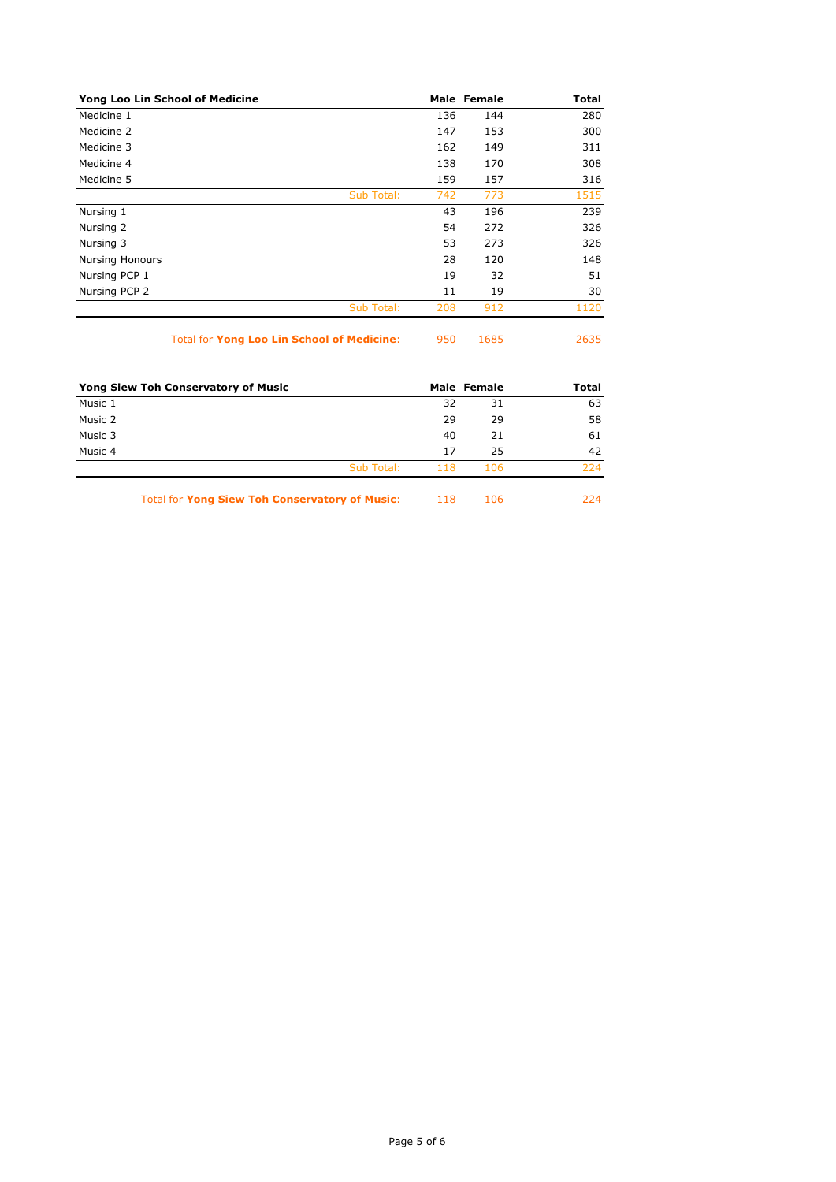| Yong Loo Lin School of Medicine | Male | Female | Total |
|---|---|---|---|
| Medicine 1 | 136 | 144 | 280 |
| Medicine 2 | 147 | 153 | 300 |
| Medicine 3 | 162 | 149 | 311 |
| Medicine 4 | 138 | 170 | 308 |
| Medicine 5 | 159 | 157 | 316 |
| Sub Total: | 742 | 773 | 1515 |
| Nursing 1 | 43 | 196 | 239 |
| Nursing 2 | 54 | 272 | 326 |
| Nursing 3 | 53 | 273 | 326 |
| Nursing Honours | 28 | 120 | 148 |
| Nursing PCP 1 | 19 | 32 | 51 |
| Nursing PCP 2 | 11 | 19 | 30 |
| Sub Total: | 208 | 912 | 1120 |
| Total for **Yong Loo Lin School of Medicine**: | 950 | 1685 | 2635 |

| Yong Siew Toh Conservatory of Music | Male | Female | Total |
|---|---|---|---|
| Music 1 | 32 | 31 | 63 |
| Music 2 | 29 | 29 | 58 |
| Music 3 | 40 | 21 | 61 |
| Music 4 | 17 | 25 | 42 |
| Sub Total: | 118 | 106 | 224 |
| Total for **Yong Siew Toh Conservatory of Music**: | 118 | 106 | 224 |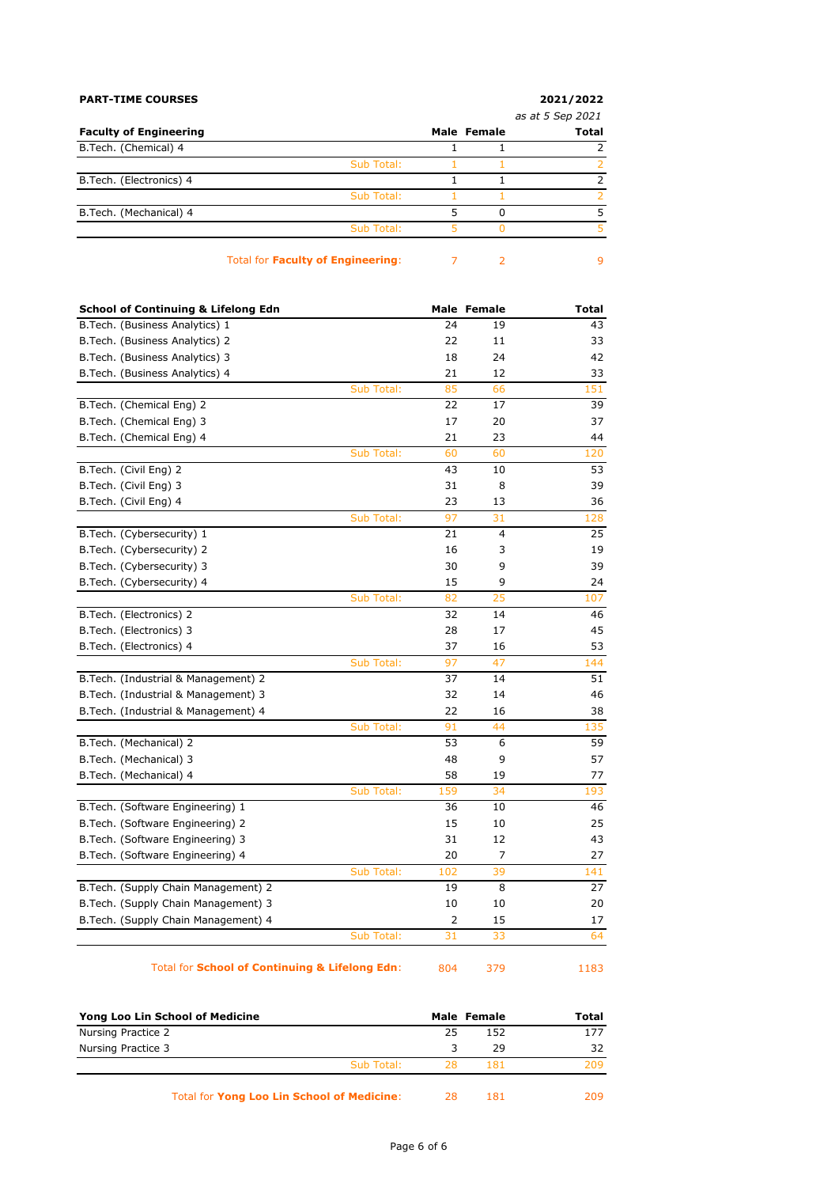**PART-TIME COURSES** **2021/2022**

*as at 5 Sep 2021*

| Faculty of Engineering | | Male | Female | Total |
|---|---|---|---|---|
| B.Tech. (Chemical) 4 | | 1 | 1 | 2 |
| | Sub Total: | 1 | 1 | 2 |
| B.Tech. (Electronics) 4 | | 1 | 1 | 2 |
| | Sub Total: | 1 | 1 | 2 |
| B.Tech. (Mechanical) 4 | | 5 | 0 | 5 |
| | Sub Total: | 5 | 0 | 5 |
| | Total for **Faculty of Engineering**: | 7 | 2 | 9 |

| School of Continuing & Lifelong Edn | | Male | Female | Total |
|---|---|---|---|---|
| B.Tech. (Business Analytics) 1 | | 24 | 19 | 43 |
| B.Tech. (Business Analytics) 2 | | 22 | 11 | 33 |
| B.Tech. (Business Analytics) 3 | | 18 | 24 | 42 |
| B.Tech. (Business Analytics) 4 | | 21 | 12 | 33 |
| | Sub Total: | 85 | 66 | 151 |
| B.Tech. (Chemical Eng) 2 | | 22 | 17 | 39 |
| B.Tech. (Chemical Eng) 3 | | 17 | 20 | 37 |
| B.Tech. (Chemical Eng) 4 | | 21 | 23 | 44 |
| | Sub Total: | 60 | 60 | 120 |
| B.Tech. (Civil Eng) 2 | | 43 | 10 | 53 |
| B.Tech. (Civil Eng) 3 | | 31 | 8 | 39 |
| B.Tech. (Civil Eng) 4 | | 23 | 13 | 36 |
| | Sub Total: | 97 | 31 | 128 |
| B.Tech. (Cybersecurity) 1 | | 21 | 4 | 25 |
| B.Tech. (Cybersecurity) 2 | | 16 | 3 | 19 |
| B.Tech. (Cybersecurity) 3 | | 30 | 9 | 39 |
| B.Tech. (Cybersecurity) 4 | | 15 | 9 | 24 |
| | Sub Total: | 82 | 25 | 107 |
| B.Tech. (Electronics) 2 | | 32 | 14 | 46 |
| B.Tech. (Electronics) 3 | | 28 | 17 | 45 |
| B.Tech. (Electronics) 4 | | 37 | 16 | 53 |
| | Sub Total: | 97 | 47 | 144 |
| B.Tech. (Industrial & Management) 2 | | 37 | 14 | 51 |
| B.Tech. (Industrial & Management) 3 | | 32 | 14 | 46 |
| B.Tech. (Industrial & Management) 4 | | 22 | 16 | 38 |
| | Sub Total: | 91 | 44 | 135 |
| B.Tech. (Mechanical) 2 | | 53 | 6 | 59 |
| B.Tech. (Mechanical) 3 | | 48 | 9 | 57 |
| B.Tech. (Mechanical) 4 | | 58 | 19 | 77 |
| | Sub Total: | 159 | 34 | 193 |
| B.Tech. (Software Engineering) 1 | | 36 | 10 | 46 |
| B.Tech. (Software Engineering) 2 | | 15 | 10 | 25 |
| B.Tech. (Software Engineering) 3 | | 31 | 12 | 43 |
| B.Tech. (Software Engineering) 4 | | 20 | 7 | 27 |
| | Sub Total: | 102 | 39 | 141 |
| B.Tech. (Supply Chain Management) 2 | | 19 | 8 | 27 |
| B.Tech. (Supply Chain Management) 3 | | 10 | 10 | 20 |
| B.Tech. (Supply Chain Management) 4 | | 2 | 15 | 17 |
| | Sub Total: | 31 | 33 | 64 |
| | Total for **School of Continuing & Lifelong Edn**: | 804 | 379 | 1183 |

| Yong Loo Lin School of Medicine | | Male | Female | Total |
|---|---|---|---|---|
| Nursing Practice 2 | | 25 | 152 | 177 |
| Nursing Practice 3 | | 3 | 29 | 32 |
| | Sub Total: | 28 | 181 | 209 |
| | Total for **Yong Loo Lin School of Medicine**: | 28 | 181 | 209 |